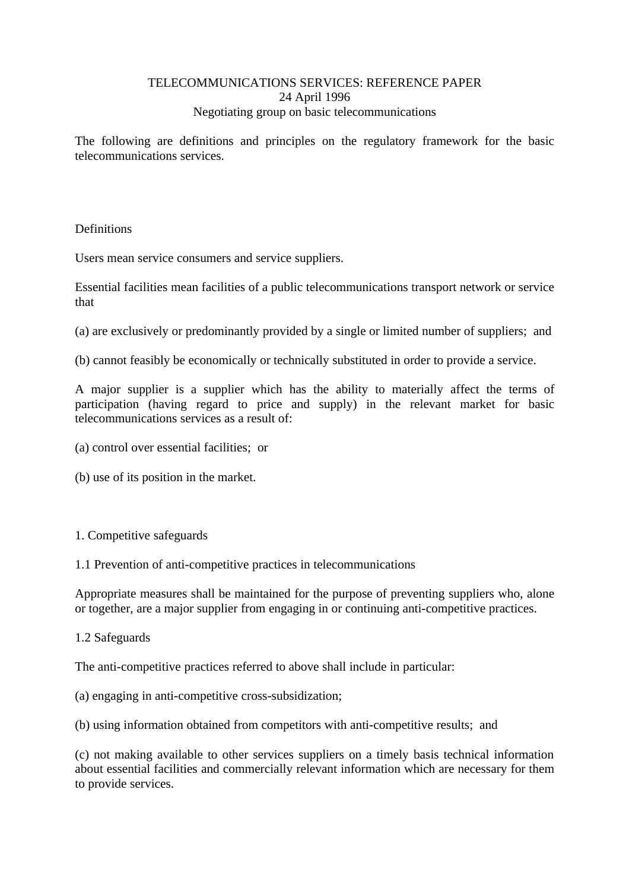# TELECOMMUNICATIONS SERVICES: REFERENCE PAPER
24 April 1996
Negotiating group on basic telecommunications

The following are definitions and principles on the regulatory framework for the basic telecommunications services.

## Definitions

Users mean service consumers and service suppliers.

Essential facilities mean facilities of a public telecommunications transport network or service that

(a) are exclusively or predominantly provided by a single or limited number of suppliers; and

(b) cannot feasibly be economically or technically substituted in order to provide a service.

A major supplier is a supplier which has the ability to materially affect the terms of participation (having regard to price and supply) in the relevant market for basic telecommunications services as a result of:

(a) control over essential facilities; or

(b) use of its position in the market.

## 1. Competitive safeguards

### 1.1 Prevention of anti-competitive practices in telecommunications

Appropriate measures shall be maintained for the purpose of preventing suppliers who, alone or together, are a major supplier from engaging in or continuing anti-competitive practices.

### 1.2 Safeguards

The anti-competitive practices referred to above shall include in particular:

(a) engaging in anti-competitive cross-subsidization;

(b) using information obtained from competitors with anti-competitive results; and

(c) not making available to other services suppliers on a timely basis technical information about essential facilities and commercially relevant information which are necessary for them to provide services.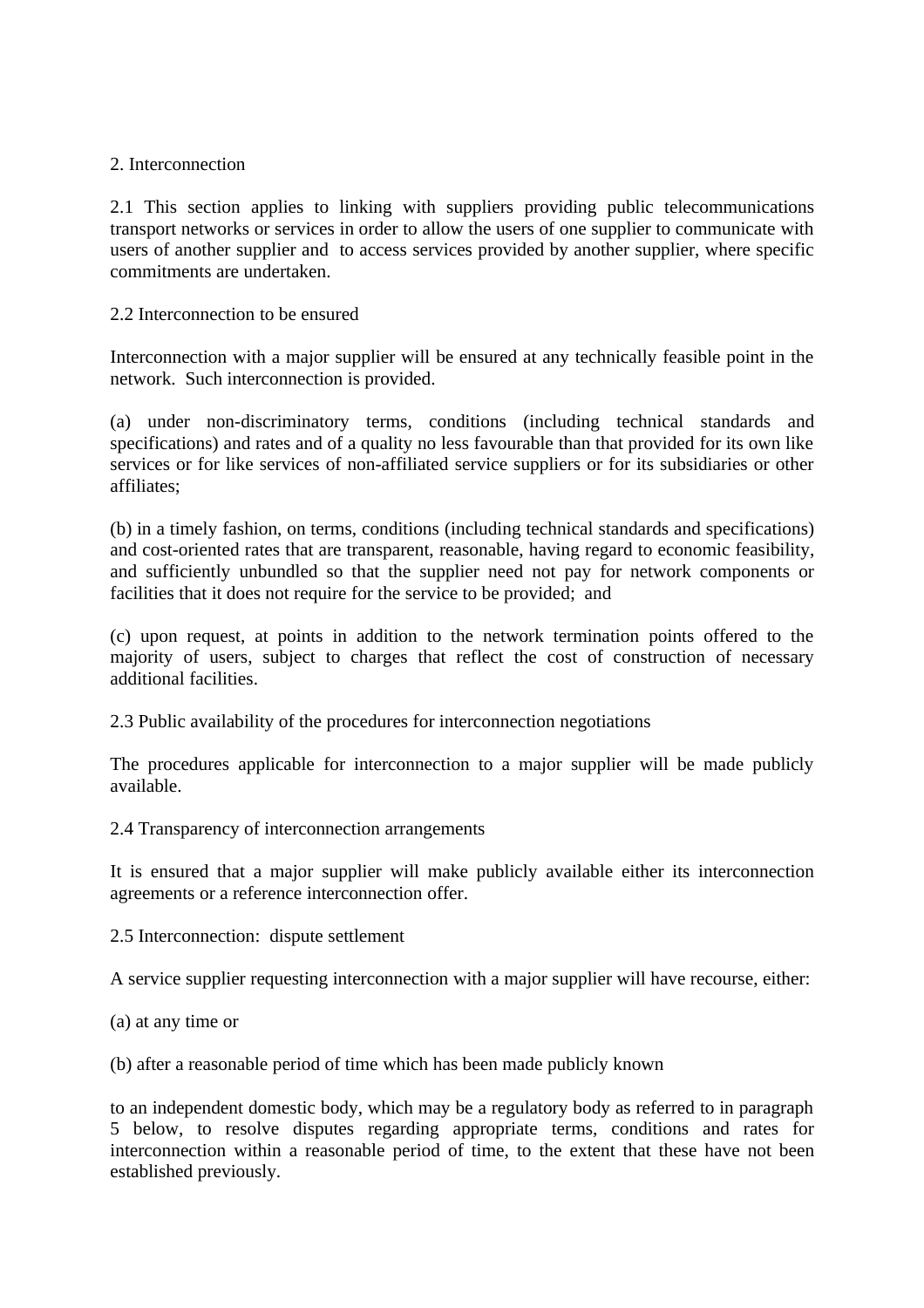## 2. Interconnection

2.1 This section applies to linking with suppliers providing public telecommunications transport networks or services in order to allow the users of one supplier to communicate with users of another supplier and to access services provided by another supplier, where specific commitments are undertaken.

### 2.2 Interconnection to be ensured

Interconnection with a major supplier will be ensured at any technically feasible point in the network. Such interconnection is provided.

(a) under non-discriminatory terms, conditions (including technical standards and specifications) and rates and of a quality no less favourable than that provided for its own like services or for like services of non-affiliated service suppliers or for its subsidiaries or other affiliates;

(b) in a timely fashion, on terms, conditions (including technical standards and specifications) and cost-oriented rates that are transparent, reasonable, having regard to economic feasibility, and sufficiently unbundled so that the supplier need not pay for network components or facilities that it does not require for the service to be provided; and

(c) upon request, at points in addition to the network termination points offered to the majority of users, subject to charges that reflect the cost of construction of necessary additional facilities.

### 2.3 Public availability of the procedures for interconnection negotiations

The procedures applicable for interconnection to a major supplier will be made publicly available.

### 2.4 Transparency of interconnection arrangements

It is ensured that a major supplier will make publicly available either its interconnection agreements or a reference interconnection offer.

### 2.5 Interconnection: dispute settlement

A service supplier requesting interconnection with a major supplier will have recourse, either:

(a) at any time or

(b) after a reasonable period of time which has been made publicly known

to an independent domestic body, which may be a regulatory body as referred to in paragraph 5 below, to resolve disputes regarding appropriate terms, conditions and rates for interconnection within a reasonable period of time, to the extent that these have not been established previously.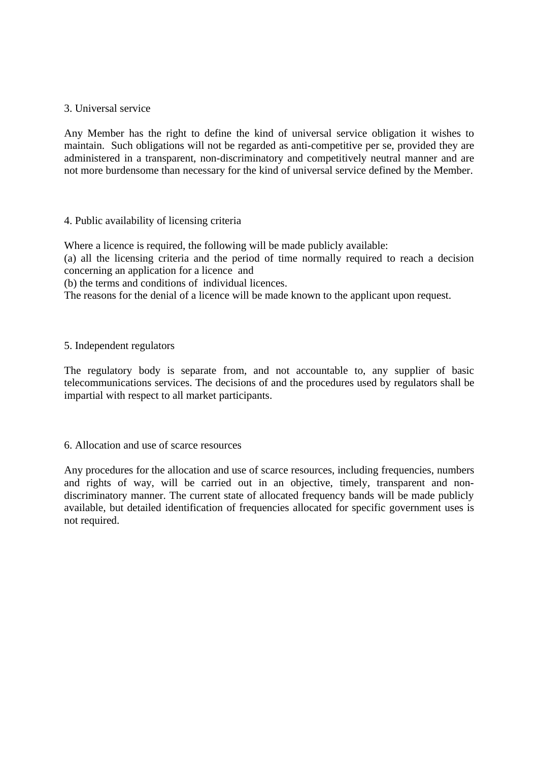3. Universal service

Any Member has the right to define the kind of universal service obligation it wishes to maintain. Such obligations will not be regarded as anti-competitive per se, provided they are administered in a transparent, non-discriminatory and competitively neutral manner and are not more burdensome than necessary for the kind of universal service defined by the Member.

4. Public availability of licensing criteria

Where a licence is required, the following will be made publicly available:
(a) all the licensing criteria and the period of time normally required to reach a decision concerning an application for a licence and
(b) the terms and conditions of individual licences.
The reasons for the denial of a licence will be made known to the applicant upon request.

5. Independent regulators

The regulatory body is separate from, and not accountable to, any supplier of basic telecommunications services. The decisions of and the procedures used by regulators shall be impartial with respect to all market participants.

6. Allocation and use of scarce resources

Any procedures for the allocation and use of scarce resources, including frequencies, numbers and rights of way, will be carried out in an objective, timely, transparent and non-discriminatory manner. The current state of allocated frequency bands will be made publicly available, but detailed identification of frequencies allocated for specific government uses is not required.